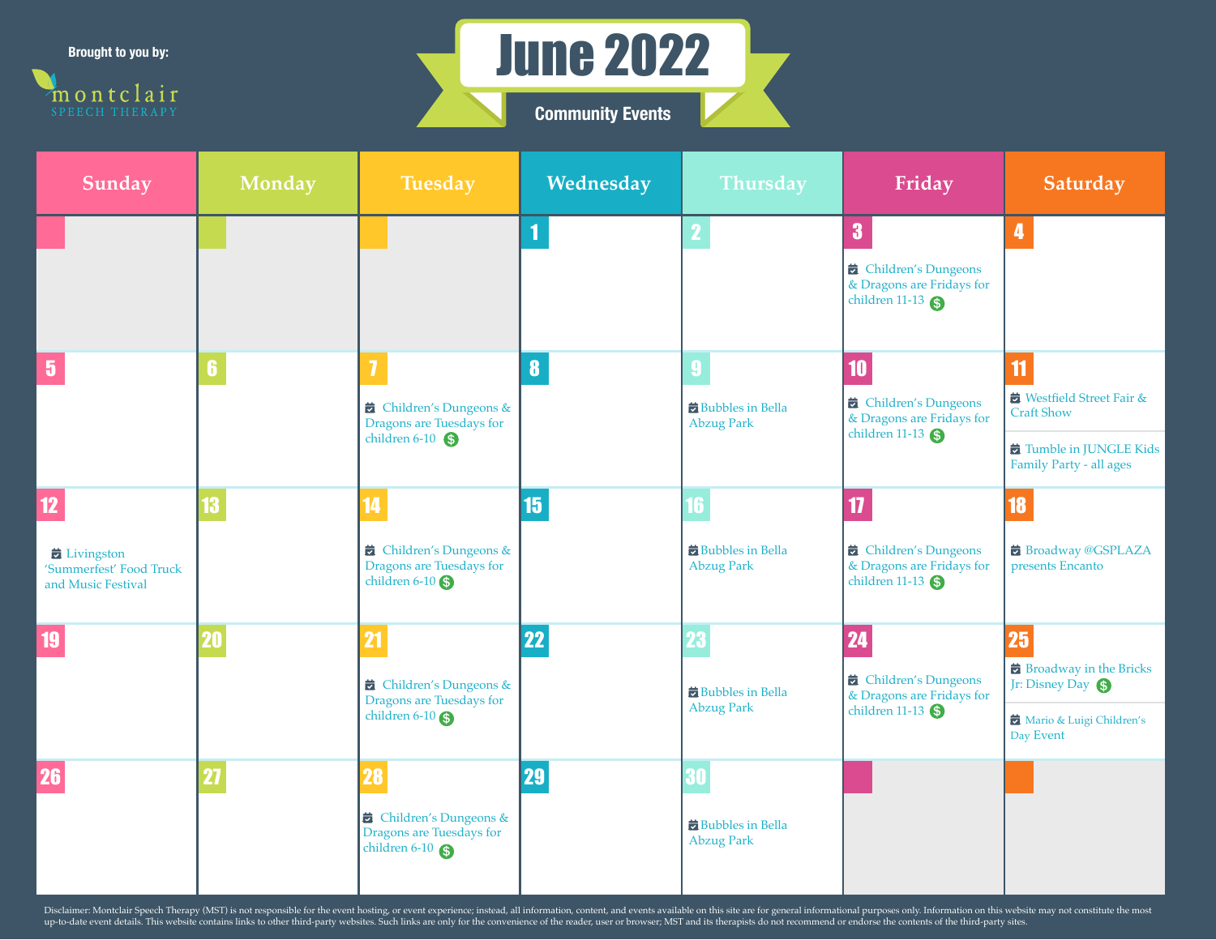Brought to you by:

montclair
SPEECH THERAPY

# June 2022

## Community Events

| Sunday | Monday | Tuesday | Wednesday | Thursday | Friday | Saturday |
|---|---|---|---|---|---|---|
| | | | 1 | 2 | 3 Children's Dungeons & Dragons are Fridays for children 11-13 $ | 4 |
| 5 | 6 | 7 Children's Dungeons & Dragons are Tuesdays for children 6-10 $ | 8 | 9 Bubbles in Bella Abzug Park | 10 Children's Dungeons & Dragons are Fridays for children 11-13 $ | 11 Westfield Street Fair & Craft Show; Tumble in JUNGLE Kids Family Party - all ages |
| 12 Livingston 'Summerfest' Food Truck and Music Festival | 13 | 14 Children's Dungeons & Dragons are Tuesdays for children 6-10 $ | 15 | 16 Bubbles in Bella Abzug Park | 17 Children's Dungeons & Dragons are Fridays for children 11-13 $ | 18 Broadway @GSPLAZA presents Encanto |
| 19 | 20 | 21 Children's Dungeons & Dragons are Tuesdays for children 6-10 $ | 22 | 23 Bubbles in Bella Abzug Park | 24 Children's Dungeons & Dragons are Fridays for children 11-13 $ | 25 Broadway in the Bricks Jr: Disney Day $; Mario & Luigi Children's Day Event |
| 26 | 27 | 28 Children's Dungeons & Dragons are Tuesdays for children 6-10 $ | 29 | 30 Bubbles in Bella Abzug Park | | |

Disclaimer: Montclair Speech Therapy (MST) is not responsible for the event hosting, or event experience; instead, all information, content, and events available on this site are for general informational purposes only. Information on this website may not constitute the most up-to-date event details. This website contains links to other third-party websites. Such links are only for the convenience of the reader, user or browser; MST and its therapists do not recommend or endorse the contents of the third-party sites.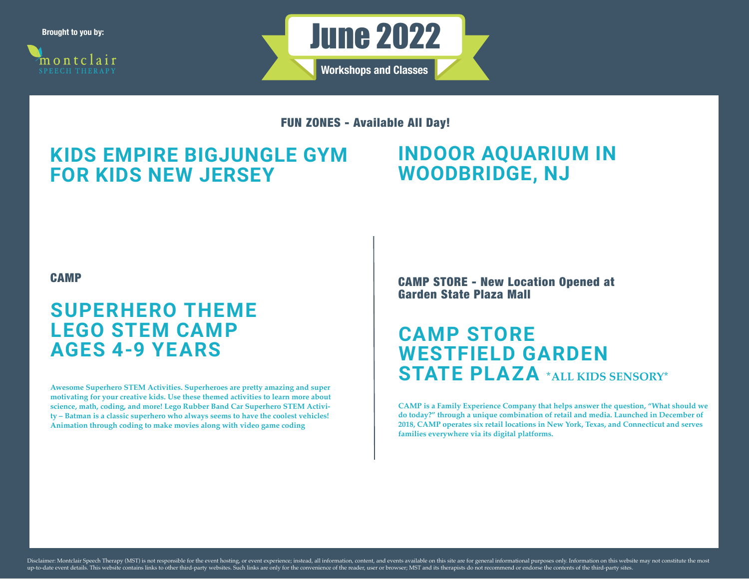Brought to you by:

montclair SPEECH THERAPY

# June 2022

Workshops and Classes

## FUN ZONES - Available All Day!

### KIDS EMPIRE BIGJUNGLE GYM FOR KIDS NEW JERSEY

### INDOOR AQUARIUM IN WOODBRIDGE, NJ

## CAMP

### SUPERHERO THEME LEGO STEM CAMP AGES 4-9 YEARS

**Awesome Superhero STEM Activities. Superheroes are pretty amazing and super motivating for your creative kids. Use these themed activities to learn more about science, math, coding, and more! Lego Rubber Band Car Superhero STEM Activity – Batman is a classic superhero who always seems to have the coolest vehicles! Animation through coding to make movies along with video game coding**

## CAMP STORE - New Location Opened at Garden State Plaza Mall

### CAMP STORE WESTFIELD GARDEN STATE PLAZA *ALL KIDS SENSORY*

**CAMP is a Family Experience Company that helps answer the question, "What should we do today?" through a unique combination of retail and media. Launched in December of 2018, CAMP operates six retail locations in New York, Texas, and Connecticut and serves families everywhere via its digital platforms.**

Disclaimer: Montclair Speech Therapy (MST) is not responsible for the event hosting, or event experience; instead, all information, content, and events available on this site are for general informational purposes only. Information on this website may not constitute the most up-to-date event details. This website contains links to other third-party websites. Such links are only for the convenience of the reader, user or browser; MST and its therapists do not recommend or endorse the contents of the third-party sites.